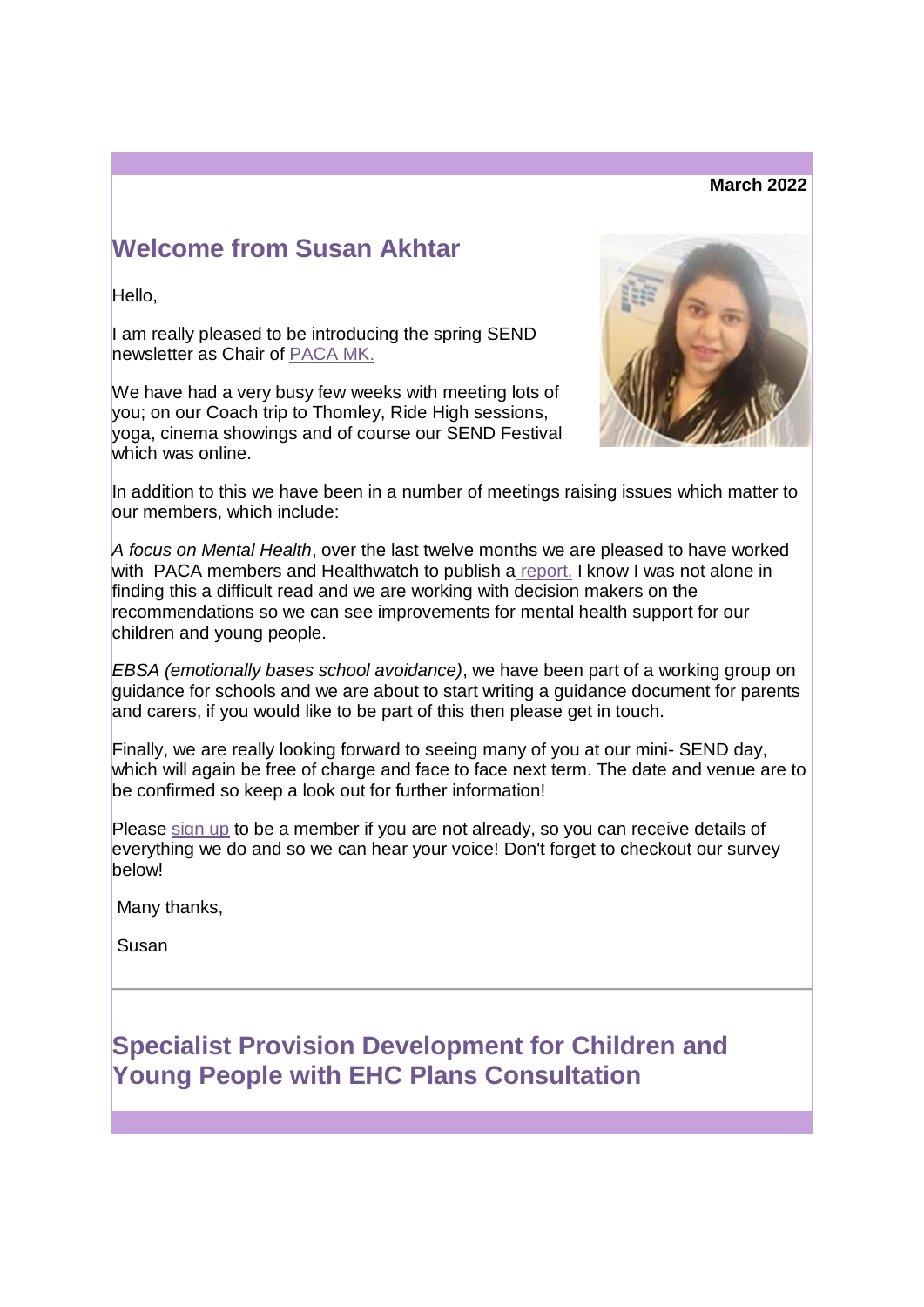**March 2022**

## Welcome from Susan Akhtar

Hello,

I am really pleased to be introducing the spring SEND newsletter as Chair of PACA MK.

We have had a very busy few weeks with meeting lots of you; on our Coach trip to Thomley, Ride High sessions, yoga, cinema showings and of course our SEND Festival which was online.

In addition to this we have been in a number of meetings raising issues which matter to our members, which include:

*A focus on Mental Health*, over the last twelve months we are pleased to have worked with PACA members and Healthwatch to publish a report. I know I was not alone in finding this a difficult read and we are working with decision makers on the recommendations so we can see improvements for mental health support for our children and young people.

*EBSA (emotionally bases school avoidance)*, we have been part of a working group on guidance for schools and we are about to start writing a guidance document for parents and carers, if you would like to be part of this then please get in touch.

Finally, we are really looking forward to seeing many of you at our mini- SEND day, which will again be free of charge and face to face next term. The date and venue are to be confirmed so keep a look out for further information!

Please sign up to be a member if you are not already, so you can receive details of everything we do and so we can hear your voice! Don't forget to checkout our survey below!

Many thanks,

Susan

---

## Specialist Provision Development for Children and Young People with EHC Plans Consultation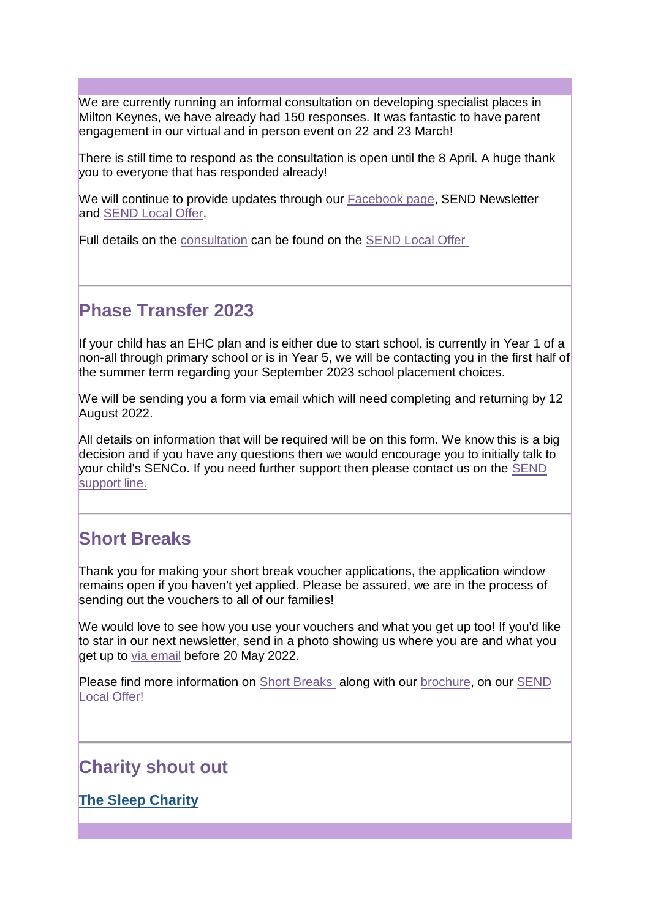We are currently running an informal consultation on developing specialist places in Milton Keynes, we have already had 150 responses. It was fantastic to have parent engagement in our virtual and in person event on 22 and 23 March!

There is still time to respond as the consultation is open until the 8 April. A huge thank you to everyone that has responded already!

We will continue to provide updates through our Facebook page, SEND Newsletter and SEND Local Offer.

Full details on the consultation can be found on the SEND Local Offer

---

## Phase Transfer 2023

If your child has an EHC plan and is either due to start school, is currently in Year 1 of a non-all through primary school or is in Year 5, we will be contacting you in the first half of the summer term regarding your September 2023 school placement choices.

We will be sending you a form via email which will need completing and returning by 12 August 2022.

All details on information that will be required will be on this form. We know this is a big decision and if you have any questions then we would encourage you to initially talk to your child's SENCo. If you need further support then please contact us on the SEND support line.

---

## Short Breaks

Thank you for making your short break voucher applications, the application window remains open if you haven't yet applied. Please be assured, we are in the process of sending out the vouchers to all of our families!

We would love to see how you use your vouchers and what you get up too! If you'd like to star in our next newsletter, send in a photo showing us where you are and what you get up to via email before 20 May 2022.

Please find more information on Short Breaks along with our brochure, on our SEND Local Offer!

---

## Charity shout out

**The Sleep Charity**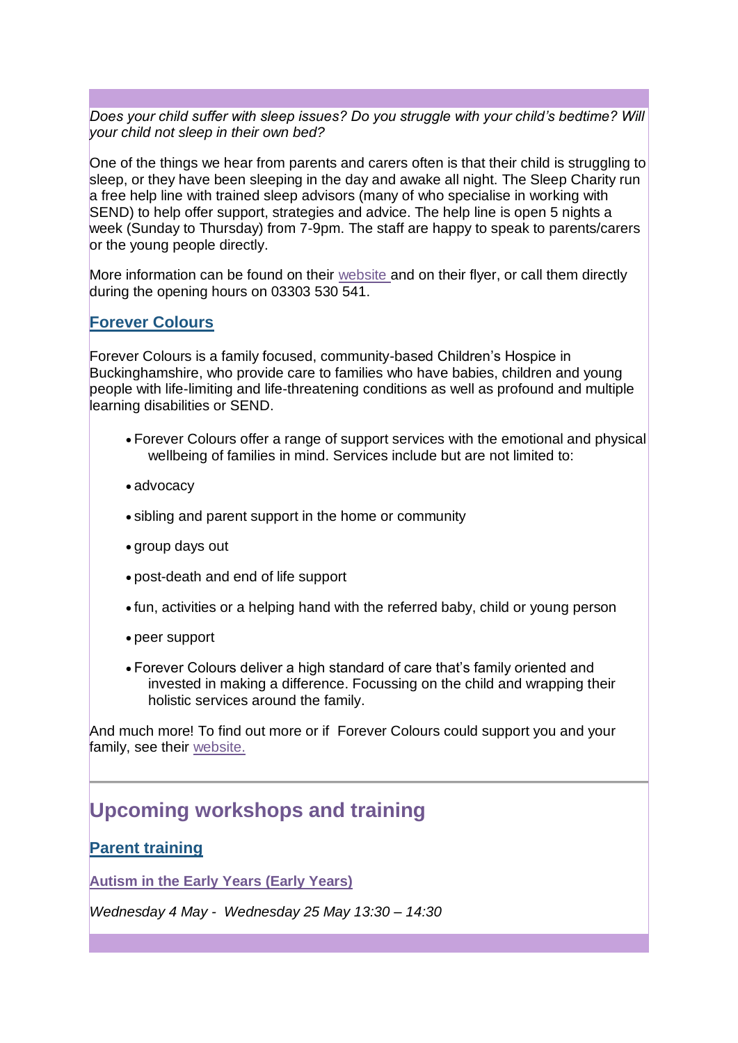*Does your child suffer with sleep issues? Do you struggle with your child's bedtime? Will your child not sleep in their own bed?*

One of the things we hear from parents and carers often is that their child is struggling to sleep, or they have been sleeping in the day and awake all night. The Sleep Charity run a free help line with trained sleep advisors (many of who specialise in working with SEND) to help offer support, strategies and advice. The help line is open 5 nights a week (Sunday to Thursday) from 7-9pm. The staff are happy to speak to parents/carers or the young people directly.

More information can be found on their website and on their flyer, or call them directly during the opening hours on 03303 530 541.

### Forever Colours

Forever Colours is a family focused, community-based Children's Hospice in Buckinghamshire, who provide care to families who have babies, children and young people with life-limiting and life-threatening conditions as well as profound and multiple learning disabilities or SEND.

- Forever Colours offer a range of support services with the emotional and physical wellbeing of families in mind. Services include but are not limited to:
- advocacy
- sibling and parent support in the home or community
- group days out
- post-death and end of life support
- fun, activities or a helping hand with the referred baby, child or young person
- peer support
- Forever Colours deliver a high standard of care that's family oriented and invested in making a difference. Focussing on the child and wrapping their holistic services around the family.

And much more! To find out more or if Forever Colours could support you and your family, see their website.

## Upcoming workshops and training

### Parent training

**Autism in the Early Years (Early Years)**

*Wednesday 4 May - Wednesday 25 May 13:30 – 14:30*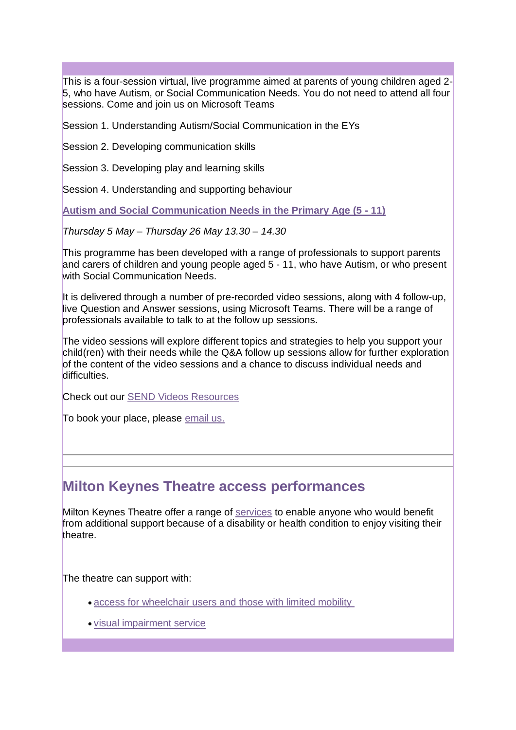This is a four-session virtual, live programme aimed at parents of young children aged 2-5, who have Autism, or Social Communication Needs. You do not need to attend all four sessions. Come and join us on Microsoft Teams

Session 1. Understanding Autism/Social Communication in the EYs

Session 2. Developing communication skills

Session 3. Developing play and learning skills

Session 4. Understanding and supporting behaviour

**Autism and Social Communication Needs in the Primary Age (5 - 11)**

*Thursday 5 May – Thursday 26 May 13.30 – 14.30*

This programme has been developed with a range of professionals to support parents and carers of children and young people aged 5 - 11, who have Autism, or who present with Social Communication Needs.

It is delivered through a number of pre-recorded video sessions, along with 4 follow-up, live Question and Answer sessions, using Microsoft Teams. There will be a range of professionals available to talk to at the follow up sessions.

The video sessions will explore different topics and strategies to help you support your child(ren) with their needs while the Q&A follow up sessions allow for further exploration of the content of the video sessions and a chance to discuss individual needs and difficulties.

Check out our SEND Videos Resources

To book your place, please email us.

## Milton Keynes Theatre access performances

Milton Keynes Theatre offer a range of services to enable anyone who would benefit from additional support because of a disability or health condition to enjoy visiting their theatre.

The theatre can support with:

- access for wheelchair users and those with limited mobility
- visual impairment service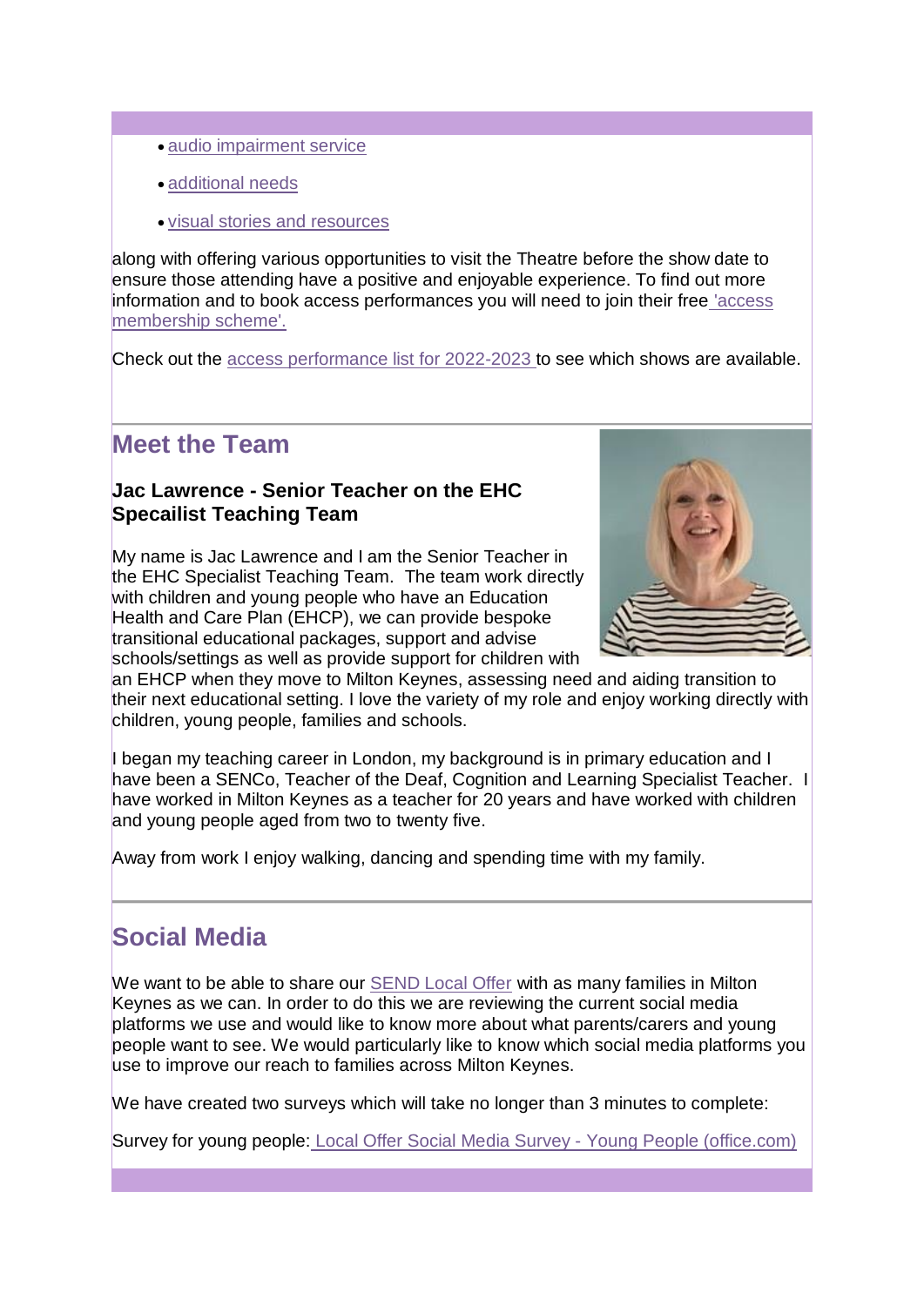- audio impairment service
- additional needs
- visual stories and resources

along with offering various opportunities to visit the Theatre before the show date to ensure those attending have a positive and enjoyable experience. To find out more information and to book access performances you will need to join their free 'access membership scheme'.

Check out the access performance list for 2022-2023 to see which shows are available.

## Meet the Team

### Jac Lawrence - Senior Teacher on the EHC Specailist Teaching Team

My name is Jac Lawrence and I am the Senior Teacher in the EHC Specialist Teaching Team. The team work directly with children and young people who have an Education Health and Care Plan (EHCP), we can provide bespoke transitional educational packages, support and advise schools/settings as well as provide support for children with an EHCP when they move to Milton Keynes, assessing need and aiding transition to their next educational setting. I love the variety of my role and enjoy working directly with children, young people, families and schools.

I began my teaching career in London, my background is in primary education and I have been a SENCo, Teacher of the Deaf, Cognition and Learning Specialist Teacher. I have worked in Milton Keynes as a teacher for 20 years and have worked with children and young people aged from two to twenty five.

Away from work I enjoy walking, dancing and spending time with my family.

## Social Media

We want to be able to share our SEND Local Offer with as many families in Milton Keynes as we can. In order to do this we are reviewing the current social media platforms we use and would like to know more about what parents/carers and young people want to see. We would particularly like to know which social media platforms you use to improve our reach to families across Milton Keynes.

We have created two surveys which will take no longer than 3 minutes to complete:

Survey for young people: Local Offer Social Media Survey - Young People (office.com)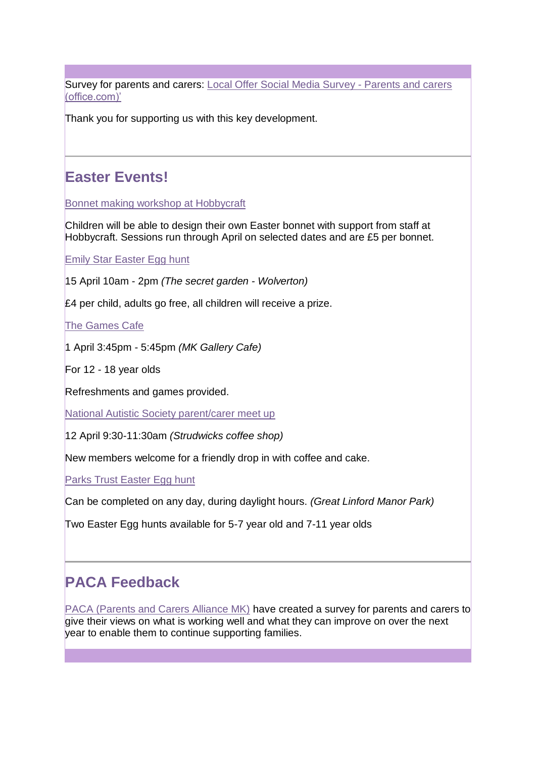Survey for parents and carers: Local Offer Social Media Survey - Parents and carers (office.com)'

Thank you for supporting us with this key development.

## Easter Events!

Bonnet making workshop at Hobbycraft

Children will be able to design their own Easter bonnet with support from staff at Hobbycraft. Sessions run through April on selected dates and are £5 per bonnet.

Emily Star Easter Egg hunt

15 April 10am - 2pm *(The secret garden - Wolverton)*

£4 per child, adults go free, all children will receive a prize.

The Games Cafe

1 April 3:45pm - 5:45pm *(MK Gallery Cafe)*

For 12 - 18 year olds

Refreshments and games provided.

National Autistic Society parent/carer meet up

12 April 9:30-11:30am *(Strudwicks coffee shop)*

New members welcome for a friendly drop in with coffee and cake.

Parks Trust Easter Egg hunt

Can be completed on any day, during daylight hours. *(Great Linford Manor Park)*

Two Easter Egg hunts available for 5-7 year old and 7-11 year olds

## PACA Feedback

PACA (Parents and Carers Alliance MK) have created a survey for parents and carers to give their views on what is working well and what they can improve on over the next year to enable them to continue supporting families.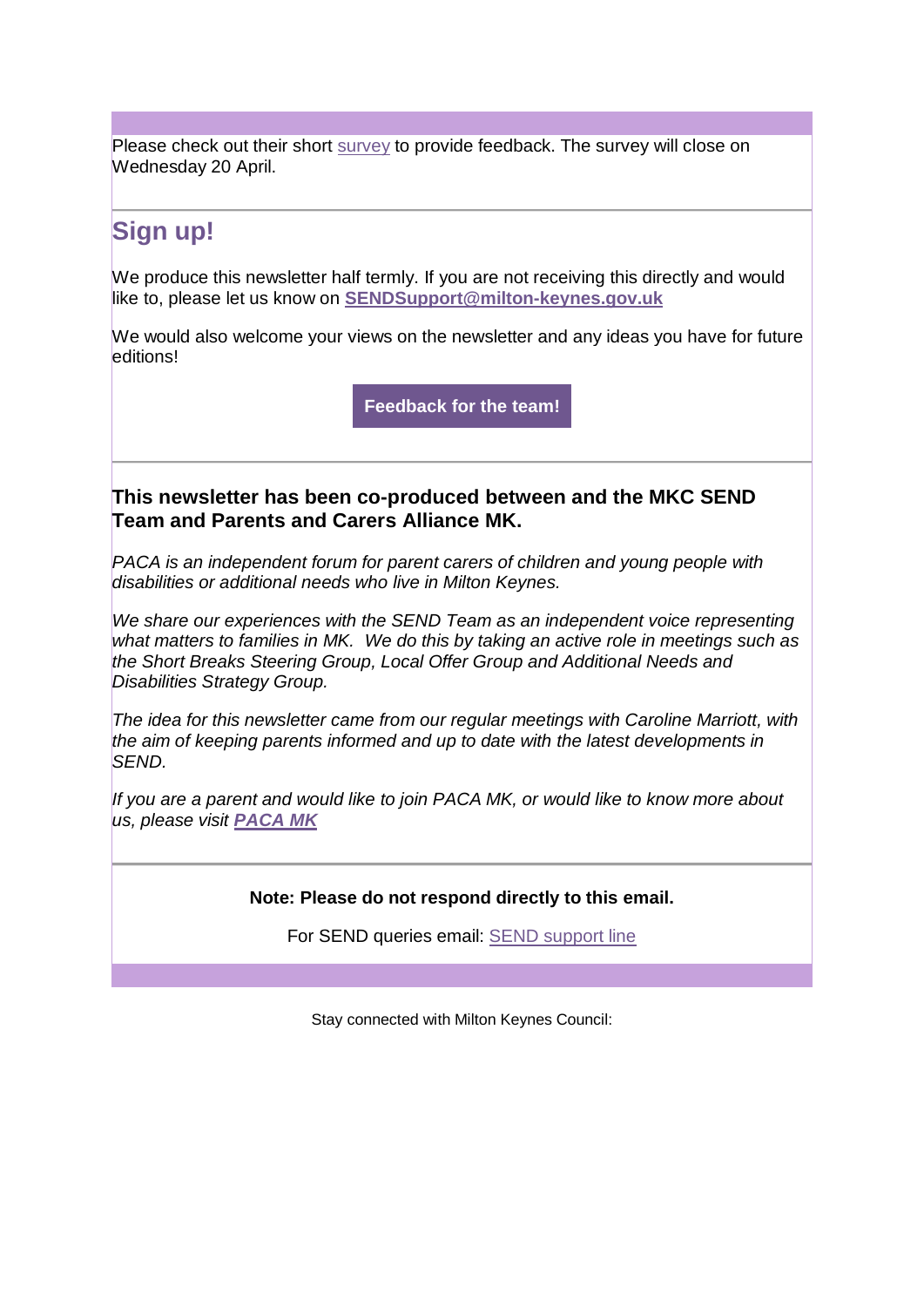Please check out their short survey to provide feedback. The survey will close on Wednesday 20 April.

## Sign up!

We produce this newsletter half termly. If you are not receiving this directly and would like to, please let us know on **SENDSupport@milton-keynes.gov.uk**

We would also welcome your views on the newsletter and any ideas you have for future editions!

**Feedback for the team!**

**This newsletter has been co-produced between and the MKC SEND Team and Parents and Carers Alliance MK.**

*PACA is an independent forum for parent carers of children and young people with disabilities or additional needs who live in Milton Keynes.*

*We share our experiences with the SEND Team as an independent voice representing what matters to families in MK. We do this by taking an active role in meetings such as the Short Breaks Steering Group, Local Offer Group and Additional Needs and Disabilities Strategy Group.*

*The idea for this newsletter came from our regular meetings with Caroline Marriott, with the aim of keeping parents informed and up to date with the latest developments in SEND.*

*If you are a parent and would like to join PACA MK, or would like to know more about us, please visit* ***PACA MK***

**Note: Please do not respond directly to this email.**

For SEND queries email: SEND support line

Stay connected with Milton Keynes Council: